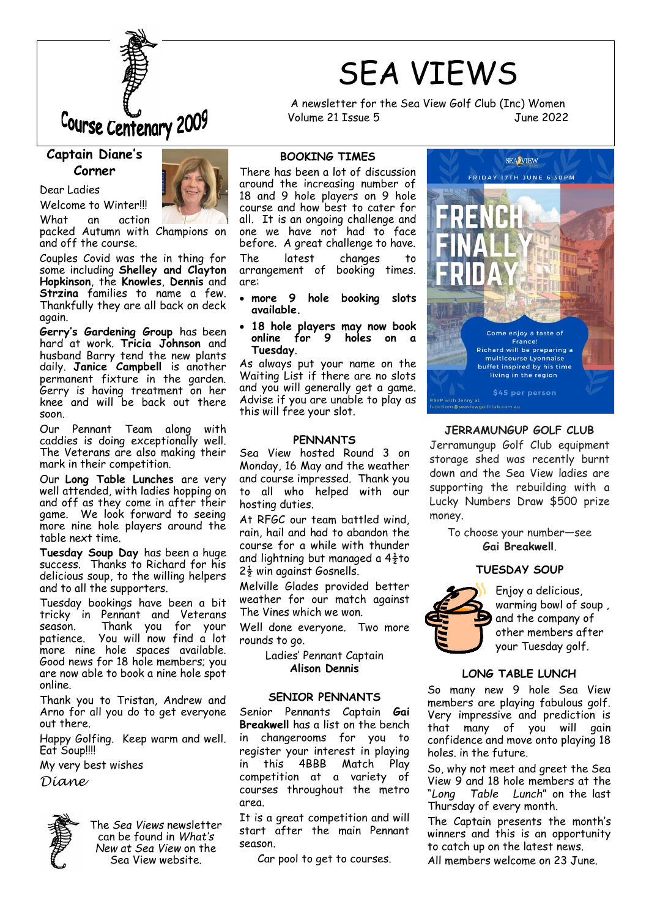Course Centenary 2009

# SEA VIEWS

A newsletter for the Sea View Golf Club (Inc) Women
Volume 21 Issue 5 June 2022

## Captain Diane's Corner

Dear Ladies

Welcome to Winter!!!

What an action packed Autumn with Champions on and off the course.

Couples Covid was the in thing for some including **Shelley and Clayton Hopkinson**, the **Knowles**, **Dennis** and **Strzina** families to name a few. Thankfully they are all back on deck again.

**Gerry's Gardening Group** has been hard at work. **Tricia Johnson** and husband Barry tend the new plants daily. **Janice Campbell** is another permanent fixture in the garden. Gerry is having treatment on her knee and will be back out there soon.

Our Pennant Team along with caddies is doing exceptionally well. The Veterans are also making their mark in their competition.

Our **Long Table Lunches** are very well attended, with ladies hopping on and off as they come in after their game. We look forward to seeing more nine hole players around the table next time.

**Tuesday Soup Day** has been a huge success. Thanks to Richard for his delicious soup, to the willing helpers and to all the supporters.

Tuesday bookings have been a bit tricky in Pennant and Veterans season. Thank you for your patience. You will now find a lot more nine hole spaces available. Good news for 18 hole members; you are now able to book a nine hole spot online.

Thank you to Tristan, Andrew and Arno for all you do to get everyone out there.

Happy Golfing. Keep warm and well. Eat Soup!!!!

My very best wishes

*Diane*

The *Sea Views* newsletter can be found in *What's New at Sea View* on the Sea View website.

## BOOKING TIMES

There has been a lot of discussion around the increasing number of 18 and 9 hole players on 9 hole course and how best to cater for all. It is an ongoing challenge and one we have not had to face before. A great challenge to have.

The latest changes to arrangement of booking times. are:

- **more 9 hole booking slots available.**
- **18 hole players may now book online for 9 holes on a Tuesday.**

As always put your name on the Waiting List if there are no slots and you will generally get a game. Advise if you are unable to play as this will free your slot.

## PENNANTS

Sea View hosted Round 3 on Monday, 16 May and the weather and course impressed. Thank you to all who helped with our hosting duties.

At RFGC our team battled wind, rain, hail and had to abandon the course for a while with thunder and lightning but managed a 4½ to 2½ win against Gosnells.

Melville Glades provided better weather for our match against The Vines which we won.

Well done everyone. Two more rounds to go.

Ladies' Pennant Captain
**Alison Dennis**

## SENIOR PENNANTS

Senior Pennants Captain **Gai Breakwell** has a list on the bench in changerooms for you to register your interest in playing in this 4BBB Match Play competition at a variety of courses throughout the metro area.

It is a great competition and will start after the main Pennant season.

Car pool to get to courses.

SEA VIEW

FRIDAY 17TH JUNE 6:30PM

FRENCH FINALLY FRIDAY

Come enjoy a taste of France!
Richard will be preparing a multicourse Lyonnaise buffet inspired by his time living in the region

$45 per person

RSVP with Jenny at functions@seaviewgolfclub.com.au

## JERRAMUNGUP GOLF CLUB

Jerramungup Golf Club equipment storage shed was recently burnt down and the Sea View ladies are supporting the rebuilding with a Lucky Numbers Draw $500 prize money.

To choose your number—see **Gai Breakwell**.

## TUESDAY SOUP

Enjoy a delicious, warming bowl of soup , and the company of other members after your Tuesday golf.

## LONG TABLE LUNCH

So many new 9 hole Sea View members are playing fabulous golf. Very impressive and prediction is that many of you will gain confidence and move onto playing 18 holes. in the future.

So, why not meet and greet the Sea View 9 and 18 hole members at the "*Long Table Lunch*" on the last Thursday of every month.

The Captain presents the month's winners and this is an opportunity to catch up on the latest news.

All members welcome on 23 June.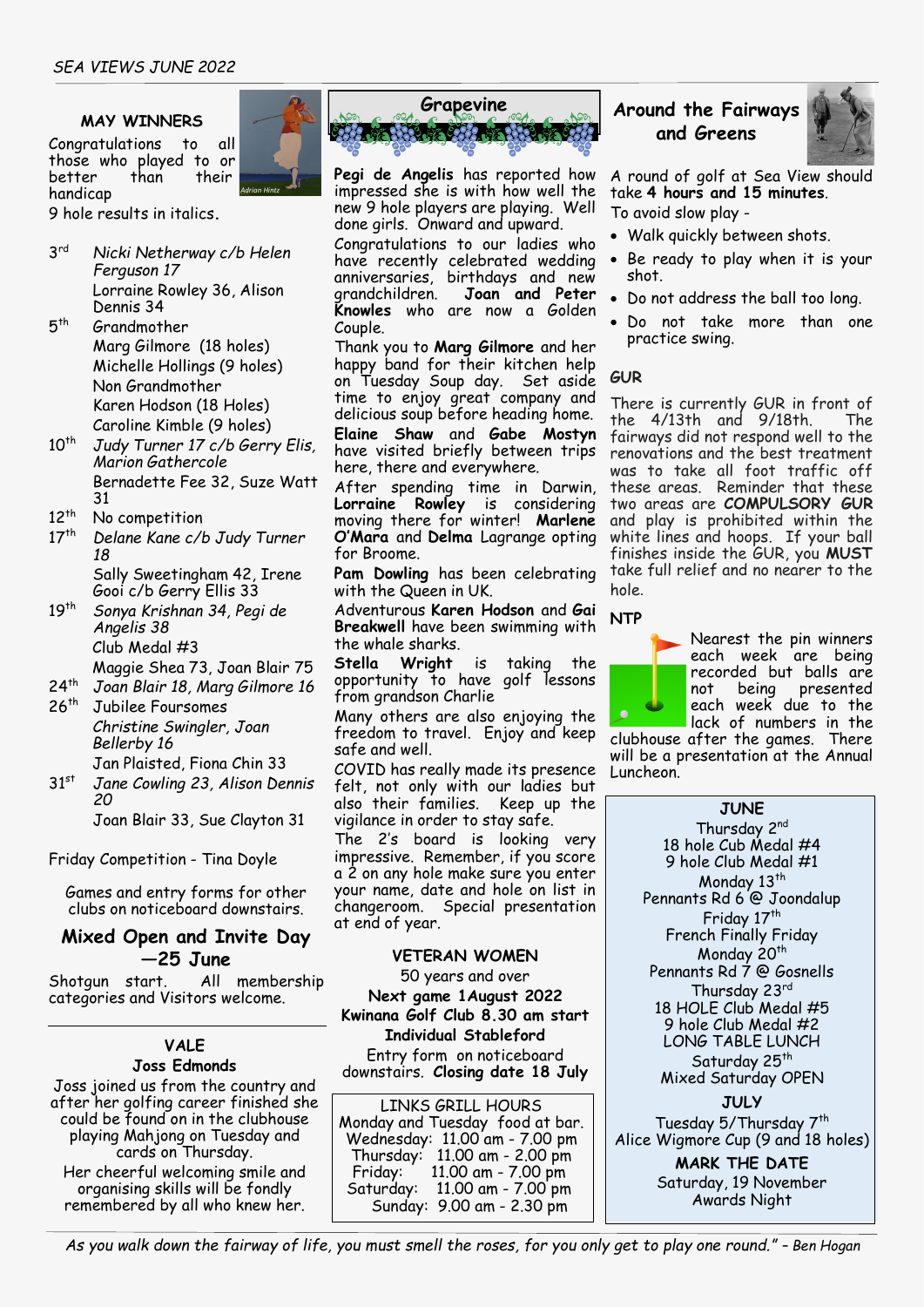SEA VIEWS JUNE 2022

## MAY WINNERS

Congratulations to all those who played to or better than their handicap

9 hole results in italics.

| | |
|---|---|
| 3rd | *Nicki Netherway c/b Helen Ferguson 17* |
| | Lorraine Rowley 36, Alison Dennis 34 |
| 5th | Grandmother |
| | Marg Gilmore (18 holes) |
| | Michelle Hollings (9 holes) |
| | Non Grandmother |
| | Karen Hodson (18 Holes) |
| | Caroline Kimble (9 holes) |
| 10th | *Judy Turner 17 c/b Gerry Elis, Marion Gathercole* |
| | Bernadette Fee 32, Suze Watt 31 |
| 12th | No competition |
| 17th | *Delane Kane c/b Judy Turner 18* |
| | Sally Sweetingham 42, Irene Gooi c/b Gerry Ellis 33 |
| 19th | *Sonya Krishnan 34, Pegi de Angelis 38* |
| | Club Medal #3 |
| | Maggie Shea 73, Joan Blair 75 |
| 24th | *Joan Blair 18, Marg Gilmore 16* |
| 26th | Jubilee Foursomes |
| | *Christine Swingler, Joan Bellerby 16* |
| | Jan Plaisted, Fiona Chin 33 |
| 31st | *Jane Cowling 23, Alison Dennis 20* |
| | Joan Blair 33, Sue Clayton 31 |

Friday Competition - Tina Doyle

Games and entry forms for other clubs on noticeboard downstairs.

## Mixed Open and Invite Day —25 June

Shotgun start. All membership categories and Visitors welcome.

### VALE
**Joss Edmonds**

Joss joined us from the country and after her golfing career finished she could be found on in the clubhouse playing Mahjong on Tuesday and cards on Thursday.

Her cheerful welcoming smile and organising skills will be fondly remembered by all who knew her.

## Grapevine

**Pegi de Angelis** has reported how impressed she is with how well the new 9 hole players are playing. Well done girls. Onward and upward.

Congratulations to our ladies who have recently celebrated wedding anniversaries, birthdays and new grandchildren. **Joan and Peter Knowles** who are now a Golden Couple.

Thank you to **Marg Gilmore** and her happy band for their kitchen help on Tuesday Soup day. Set aside time to enjoy great company and delicious soup before heading home.

**Elaine Shaw** and **Gabe Mostyn** have visited briefly between trips here, there and everywhere.

After spending time in Darwin, **Lorraine Rowley** is considering moving there for winter! **Marlene O'Mara** and **Delma** Lagrange opting for Broome.

**Pam Dowling** has been celebrating with the Queen in UK.

Adventurous **Karen Hodson** and **Gai Breakwell** have been swimming with the whale sharks.

**Stella Wright** is taking the opportunity to have golf lessons from grandson Charlie

Many others are also enjoying the freedom to travel. Enjoy and keep safe and well.

COVID has really made its presence felt, not only with our ladies but also their families. Keep up the vigilance in order to stay safe.

The 2's board is looking very impressive. Remember, if you score a 2 on any hole make sure you enter your name, date and hole on list in changeroom. Special presentation at end of year.

### VETERAN WOMEN

50 years and over

**Next game 1August 2022**
**Kwinana Golf Club 8.30 am start**
**Individual Stableford**

Entry form on noticeboard downstairs. **Closing date 18 July**

LINKS GRILL HOURS

| | |
|---|---|
| Monday and Tuesday | food at bar. |
| Wednesday: | 11.00 am - 7.00 pm |
| Thursday: | 11.00 am - 2.00 pm |
| Friday: | 11.00 am - 7.00 pm |
| Saturday: | 11.00 am - 7.00 pm |
| Sunday: | 9.00 am - 2.30 pm |

## Around the Fairways and Greens

A round of golf at Sea View should take **4 hours and 15 minutes**.

To avoid slow play -

- Walk quickly between shots.
- Be ready to play when it is your shot.
- Do not address the ball too long.
- Do not take more than one practice swing.

### GUR

There is currently GUR in front of the 4/13th and 9/18th. The fairways did not respond well to the renovations and the best treatment was to take all foot traffic off these areas. Reminder that these two areas are **COMPULSORY GUR** and play is prohibited within the white lines and hoops. If your ball finishes inside the GUR, you **MUST** take full relief and no nearer to the hole.

### NTP

Nearest the pin winners each week are being recorded but balls are not being presented each week due to the lack of numbers in the clubhouse after the games. There will be a presentation at the Annual Luncheon.

**JUNE**

Thursday 2nd
18 hole Cub Medal #4
9 hole Club Medal #1

Monday 13th
Pennants Rd 6 @ Joondalup

Friday 17th
French Finally Friday

Monday 20th
Pennants Rd 7 @ Gosnells

Thursday 23rd
18 HOLE Club Medal #5
9 hole Club Medal #2
LONG TABLE LUNCH

Saturday 25th
Mixed Saturday OPEN

**JULY**

Tuesday 5/Thursday 7th
Alice Wigmore Cup (9 and 18 holes)

**MARK THE DATE**

Saturday, 19 November
Awards Night

*As you walk down the fairway of life, you must smell the roses, for you only get to play one round." – Ben Hogan*